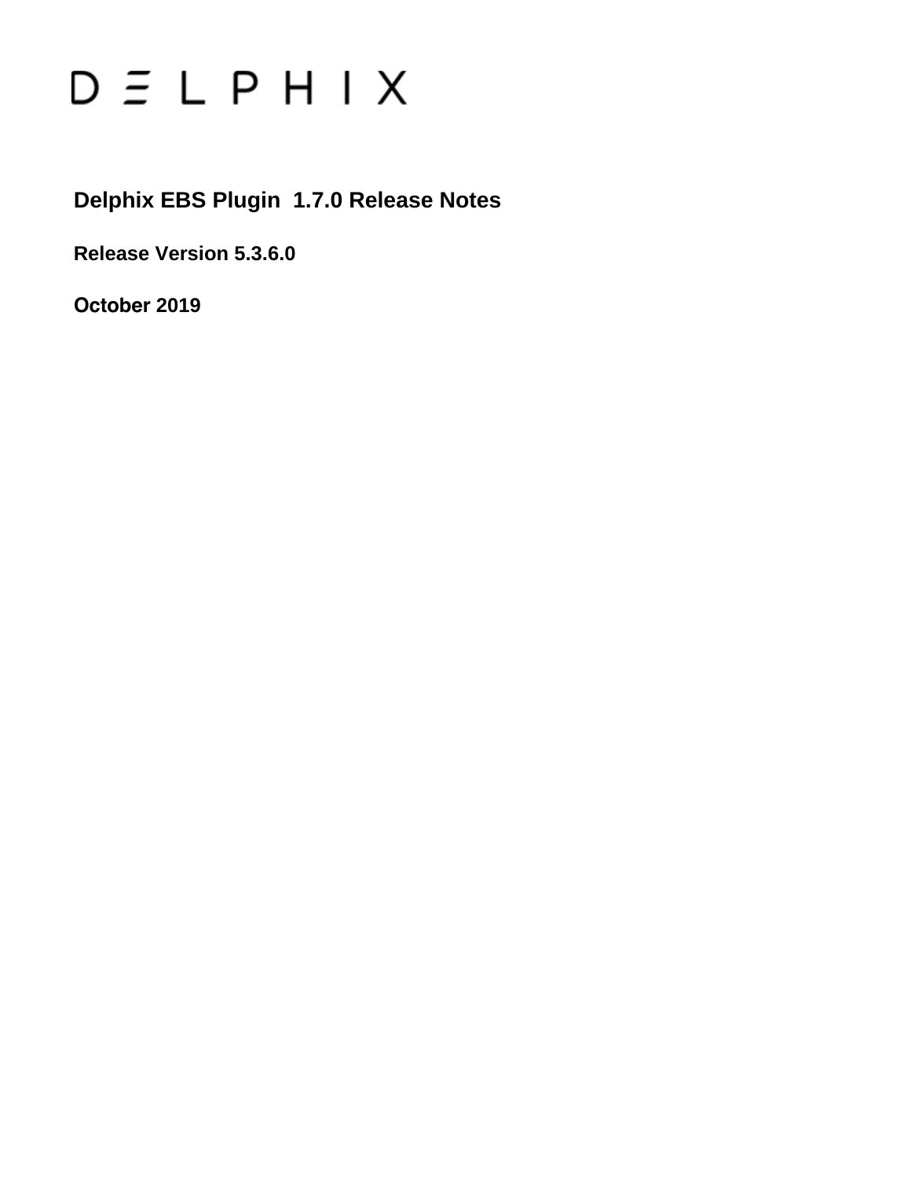DELPHIX

# Delphix EBS Plugin 1.7.0 Release Notes

**Release Version 5.3.6.0**

**October 2019**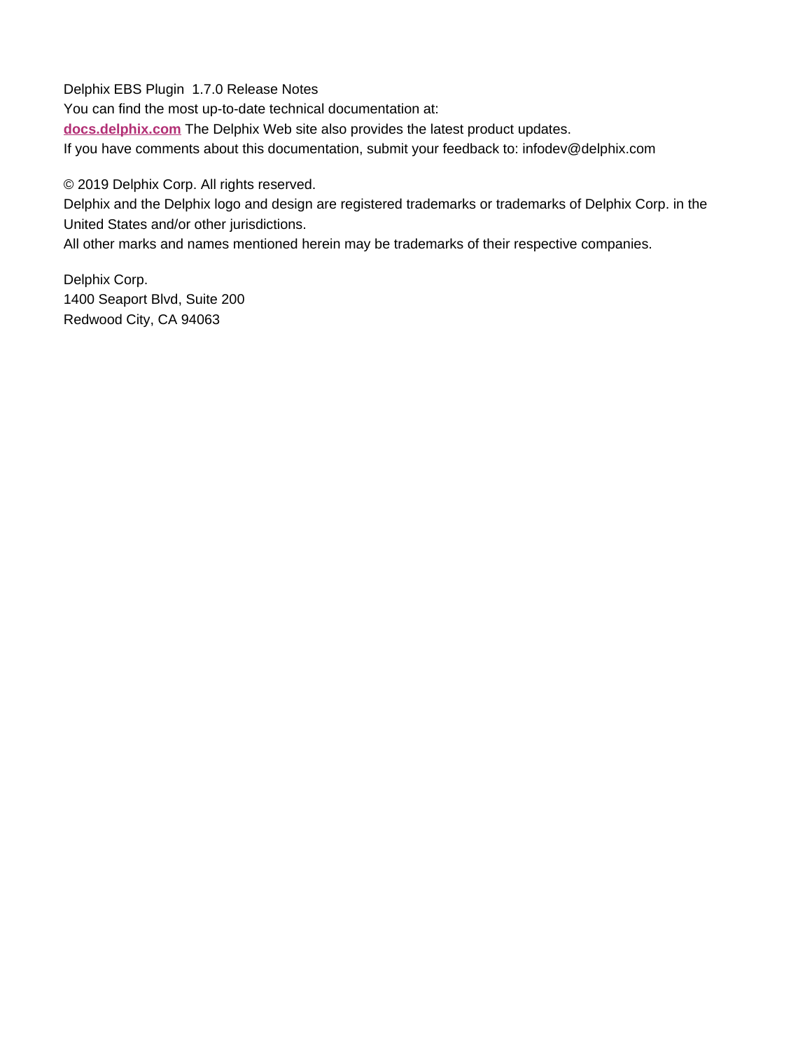Delphix EBS Plugin 1.7.0 Release Notes

You can find the most up-to-date technical documentation at:

**[docs.delphix.com](docs.delphix.com)** The Delphix Web site also provides the latest product updates.

If you have comments about this documentation, submit your feedback to: infodev@delphix.com

© 2019 Delphix Corp. All rights reserved.

Delphix and the Delphix logo and design are registered trademarks or trademarks of Delphix Corp. in the United States and/or other jurisdictions.

All other marks and names mentioned herein may be trademarks of their respective companies.

Delphix Corp.
1400 Seaport Blvd, Suite 200
Redwood City, CA 94063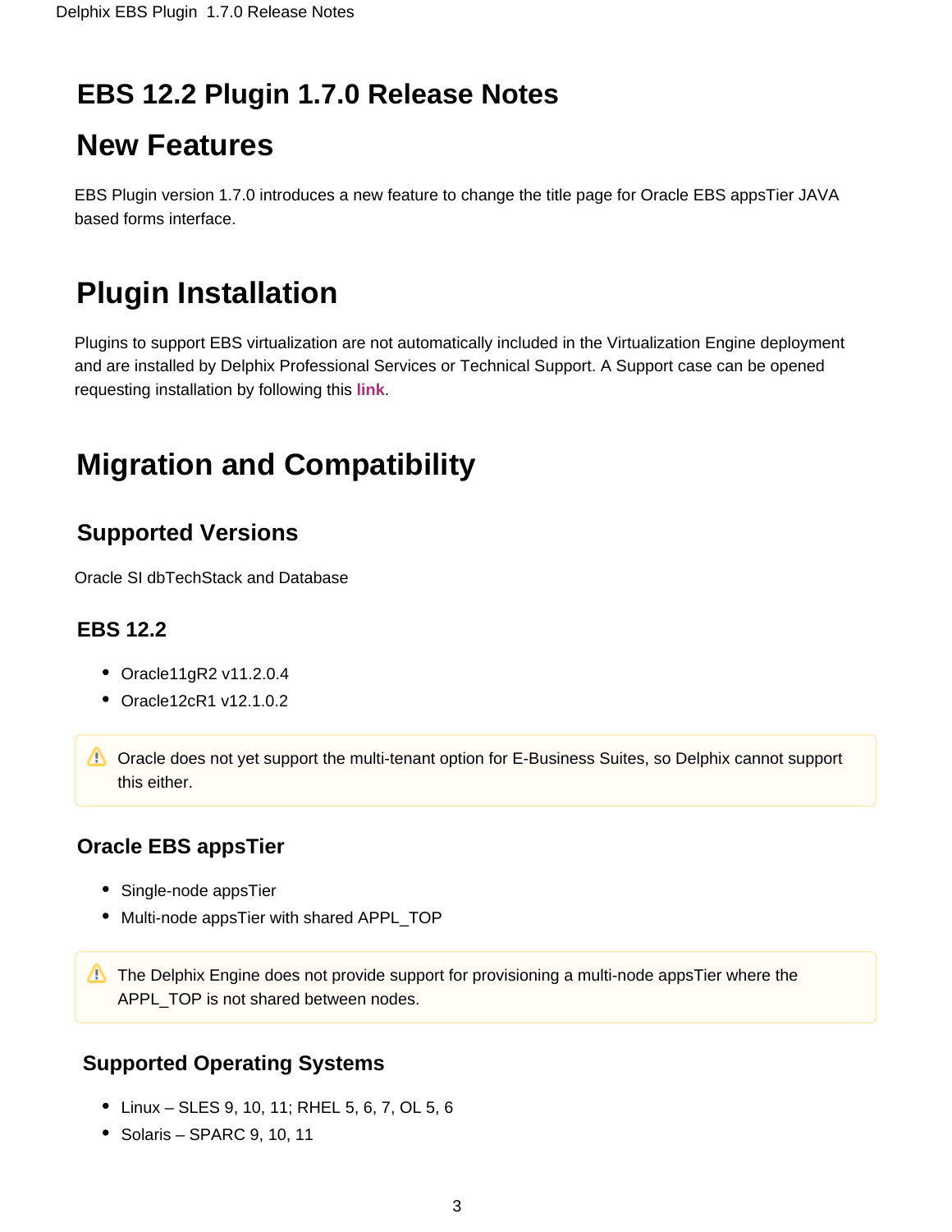# EBS 12.2 Plugin 1.7.0 Release Notes

# New Features

EBS Plugin version 1.7.0 introduces a new feature to change the title page for Oracle EBS appsTier JAVA based forms interface.

# Plugin Installation

Plugins to support EBS virtualization are not automatically included in the Virtualization Engine deployment and are installed by Delphix Professional Services or Technical Support. A Support case can be opened requesting installation by following this **link**.

# Migration and Compatibility

## Supported Versions

Oracle SI dbTechStack and Database

### EBS 12.2

- Oracle11gR2 v11.2.0.4
- Oracle12cR1 v12.1.0.2

> ⚠️ Oracle does not yet support the multi-tenant option for E-Business Suites, so Delphix cannot support this either.

### Oracle EBS appsTier

- Single-node appsTier
- Multi-node appsTier with shared APPL_TOP

> ⚠️ The Delphix Engine does not provide support for provisioning a multi-node appsTier where the APPL_TOP is not shared between nodes.

## Supported Operating Systems

- Linux – SLES 9, 10, 11; RHEL 5, 6, 7, OL 5, 6
- Solaris – SPARC 9, 10, 11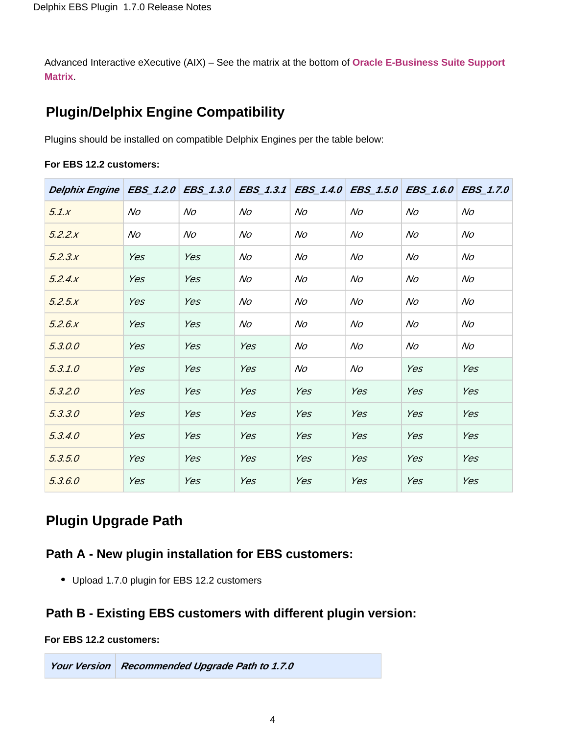Advanced Interactive eXecutive (AIX) – See the matrix at the bottom of **Oracle E-Business Suite Support Matrix**.

## Plugin/Delphix Engine Compatibility

Plugins should be installed on compatible Delphix Engines per the table below:

**For EBS 12.2 customers:**

| *Delphix Engine* | *EBS_1.2.0* | *EBS_1.3.0* | *EBS_1.3.1* | *EBS_1.4.0* | *EBS_1.5.0* | *EBS_1.6.0* | *EBS_1.7.0* |
|---|---|---|---|---|---|---|---|
| *5.1.x* | *No* | *No* | *No* | *No* | *No* | *No* | *No* |
| *5.2.2.x* | *No* | *No* | *No* | *No* | *No* | *No* | *No* |
| *5.2.3.x* | *Yes* | *Yes* | *No* | *No* | *No* | *No* | *No* |
| *5.2.4.x* | *Yes* | *Yes* | *No* | *No* | *No* | *No* | *No* |
| *5.2.5.x* | *Yes* | *Yes* | *No* | *No* | *No* | *No* | *No* |
| *5.2.6.x* | *Yes* | *Yes* | *No* | *No* | *No* | *No* | *No* |
| *5.3.0.0* | *Yes* | *Yes* | *Yes* | *No* | *No* | *No* | *No* |
| *5.3.1.0* | *Yes* | *Yes* | *Yes* | *No* | *No* | *Yes* | *Yes* |
| *5.3.2.0* | *Yes* | *Yes* | *Yes* | *Yes* | *Yes* | *Yes* | *Yes* |
| *5.3.3.0* | *Yes* | *Yes* | *Yes* | *Yes* | *Yes* | *Yes* | *Yes* |
| *5.3.4.0* | *Yes* | *Yes* | *Yes* | *Yes* | *Yes* | *Yes* | *Yes* |
| *5.3.5.0* | *Yes* | *Yes* | *Yes* | *Yes* | *Yes* | *Yes* | *Yes* |
| *5.3.6.0* | *Yes* | *Yes* | *Yes* | *Yes* | *Yes* | *Yes* | *Yes* |

## Plugin Upgrade Path

### Path A - New plugin installation for EBS customers:

- Upload 1.7.0 plugin for EBS 12.2 customers

### Path B - Existing EBS customers with different plugin version:

**For EBS 12.2 customers:**

| *Your Version* | *Recommended Upgrade Path to 1.7.0* |
|---|---|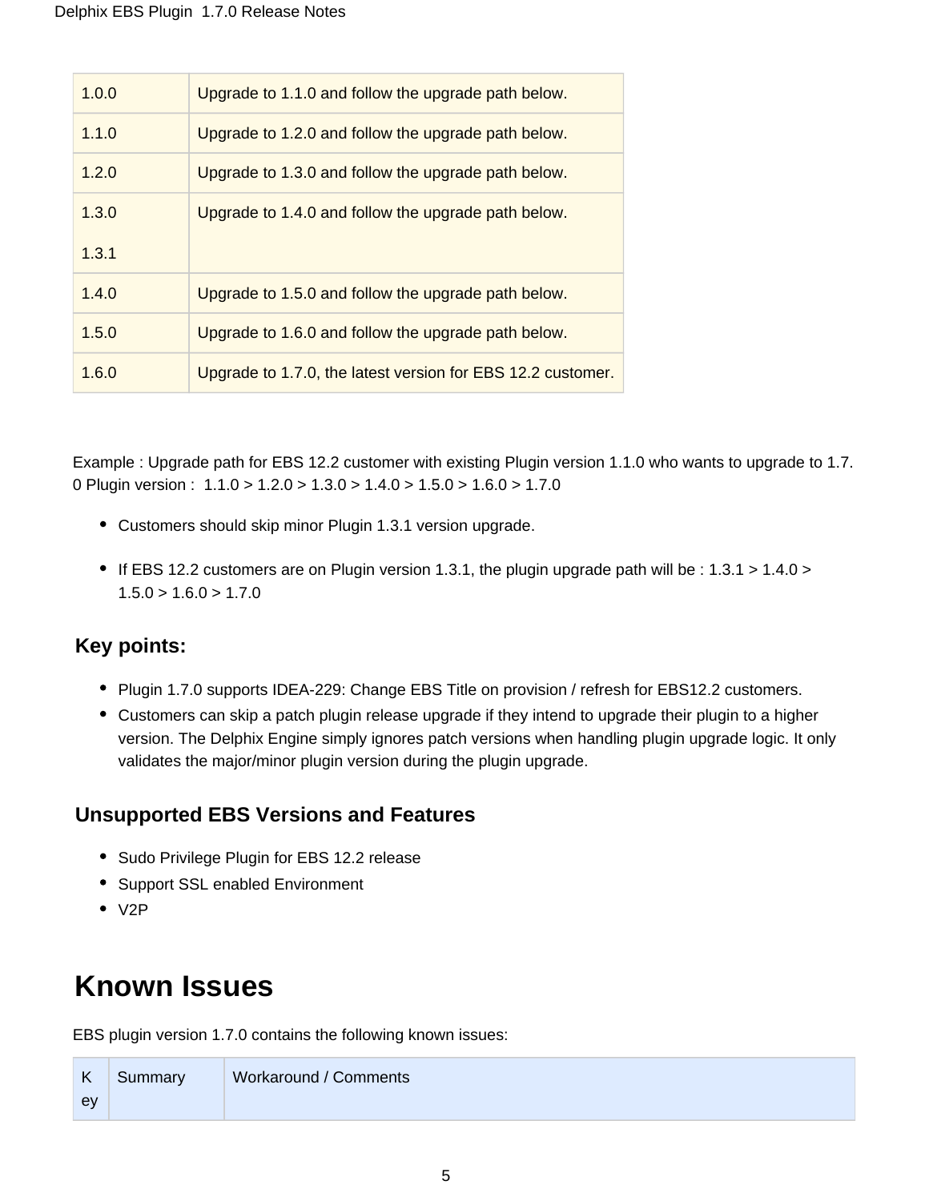| | |
|---|---|
| 1.0.0 | Upgrade to 1.1.0 and follow the upgrade path below. |
| 1.1.0 | Upgrade to 1.2.0 and follow the upgrade path below. |
| 1.2.0 | Upgrade to 1.3.0 and follow the upgrade path below. |
| 1.3.0<br>1.3.1 | Upgrade to 1.4.0 and follow the upgrade path below. |
| 1.4.0 | Upgrade to 1.5.0 and follow the upgrade path below. |
| 1.5.0 | Upgrade to 1.6.0 and follow the upgrade path below. |
| 1.6.0 | Upgrade to 1.7.0, the latest version for EBS 12.2 customer. |

Example : Upgrade path for EBS 12.2 customer with existing Plugin version 1.1.0 who wants to upgrade to 1.7.0 Plugin version : 1.1.0 > 1.2.0 > 1.3.0 > 1.4.0 > 1.5.0 > 1.6.0 > 1.7.0

- Customers should skip minor Plugin 1.3.1 version upgrade.
- If EBS 12.2 customers are on Plugin version 1.3.1, the plugin upgrade path will be : 1.3.1 > 1.4.0 > 1.5.0 > 1.6.0 > 1.7.0

### Key points:

- Plugin 1.7.0 supports IDEA-229: Change EBS Title on provision / refresh for EBS12.2 customers.
- Customers can skip a patch plugin release upgrade if they intend to upgrade their plugin to a higher version. The Delphix Engine simply ignores patch versions when handling plugin upgrade logic. It only validates the major/minor plugin version during the plugin upgrade.

### Unsupported EBS Versions and Features

- Sudo Privilege Plugin for EBS 12.2 release
- Support SSL enabled Environment
- V2P

## Known Issues

EBS plugin version 1.7.0 contains the following known issues:

| Key | Summary | Workaround / Comments |
|---|---|---|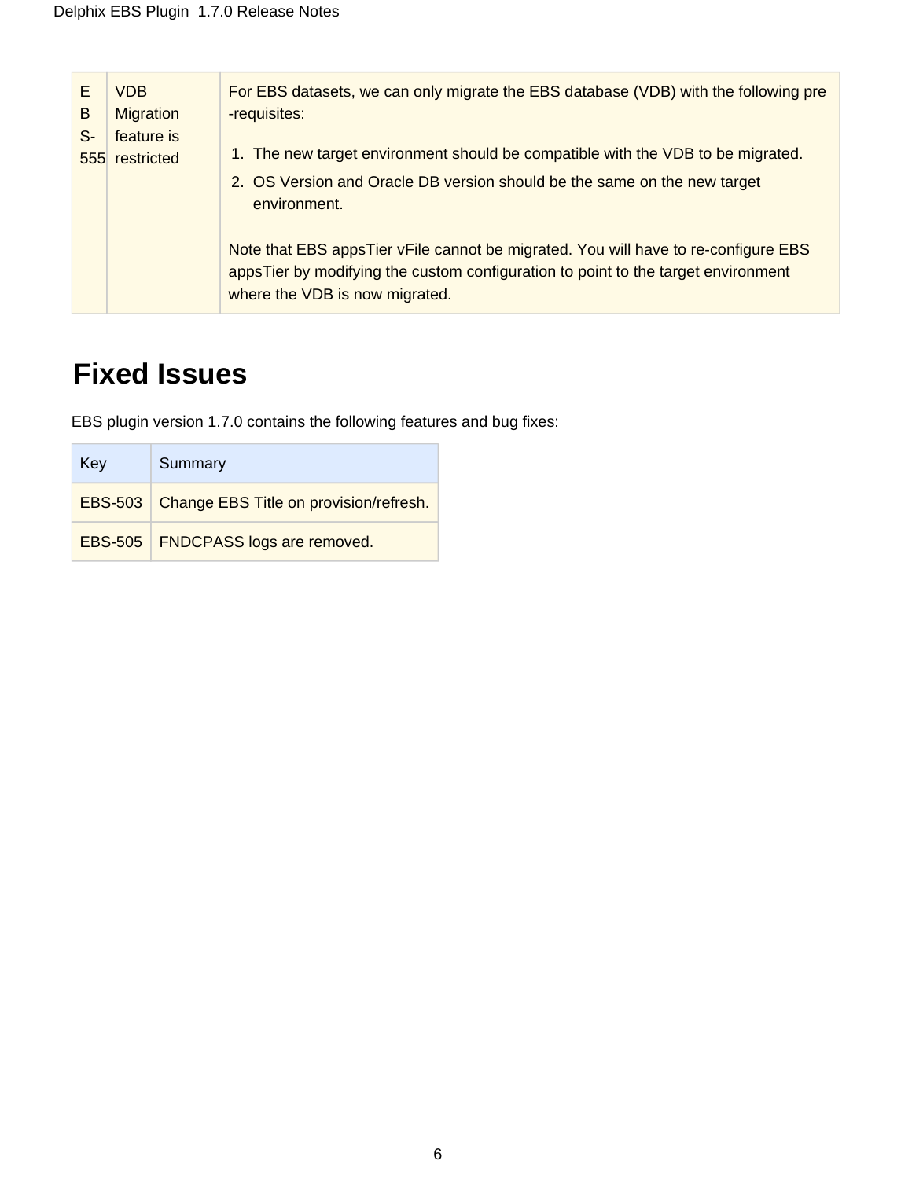| | | |
|---|---|---|
| EBS-555 | VDB Migration feature is restricted | For EBS datasets, we can only migrate the EBS database (VDB) with the following pre-requisites:<br>1. The new target environment should be compatible with the VDB to be migrated.<br>2. OS Version and Oracle DB version should be the same on the new target environment.<br><br>Note that EBS appsTier vFile cannot be migrated. You will have to re-configure EBS appsTier by modifying the custom configuration to point to the target environment where the VDB is now migrated. |

## Fixed Issues

EBS plugin version 1.7.0 contains the following features and bug fixes:

| Key | Summary |
|---|---|
| EBS-503 | Change EBS Title on provision/refresh. |
| EBS-505 | FNDCPASS logs are removed. |